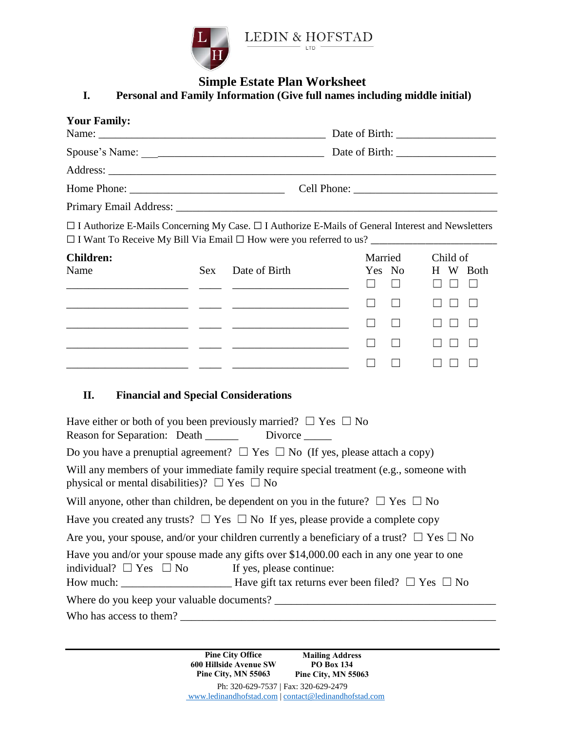LEDIN & HOFSTAD LTD

# Simple Estate Plan Worksheet

## I. Personal and Family Information (Give full names including middle initial)

**Your Family:**

Name: ______________________________________ Date of Birth: _________________

Spouse's Name: _______________________________ Date of Birth: _________________

Address: _______________________________________________________________

Home Phone: ___________________________ Cell Phone: _________________________

Primary Email Address: ____________________________________________________

☐ I Authorize E-Mails Concerning My Case. ☐ I Authorize E-Mails of General Interest and Newsletters
☐ I Want To Receive My Bill Via Email ☐ How were you referred to us? _______________________

**Children:**

| Name | Sex | Date of Birth | Married Yes | Married No | Child of H | Child of W | Child of Both |
|---|---|---|---|---|---|---|---|
| ____________________ | ____ | ____________________ | ☐ | ☐ | ☐ | ☐ | ☐ |
| ____________________ | ____ | ____________________ | ☐ | ☐ | ☐ | ☐ | ☐ |
| ____________________ | ____ | ____________________ | ☐ | ☐ | ☐ | ☐ | ☐ |
| ____________________ | ____ | ____________________ | ☐ | ☐ | ☐ | ☐ | ☐ |
| ____________________ | ____ | ____________________ | ☐ | ☐ | ☐ | ☐ | ☐ |

## II. Financial and Special Considerations

Have either or both of you been previously married? ☐ Yes ☐ No
Reason for Separation: Death ______ Divorce _____

Do you have a prenuptial agreement? ☐ Yes ☐ No (If yes, please attach a copy)

Will any members of your immediate family require special treatment (e.g., someone with physical or mental disabilities)? ☐ Yes ☐ No

Will anyone, other than children, be dependent on you in the future? ☐ Yes ☐ No

Have you created any trusts? ☐ Yes ☐ No If yes, please provide a complete copy

Are you, your spouse, and/or your children currently a beneficiary of a trust? ☐ Yes ☐ No

Have you and/or your spouse made any gifts over $14,000.00 each in any one year to one individual? ☐ Yes ☐ No If yes, please continue:
How much: ____________________ Have gift tax returns ever been filed? ☐ Yes ☐ No

Where do you keep your valuable documents? ______________________________________

Who has access to them? _____________________________________________________

**Pine City Office**
**600 Hillside Avenue SW**
**Pine City, MN 55063**

**Mailing Address**
**PO Box 134**
**Pine City, MN 55063**

Ph: 320-629-7537 | Fax: 320-629-2479
www.ledinandhofstad.com | contact@ledinandhofstad.com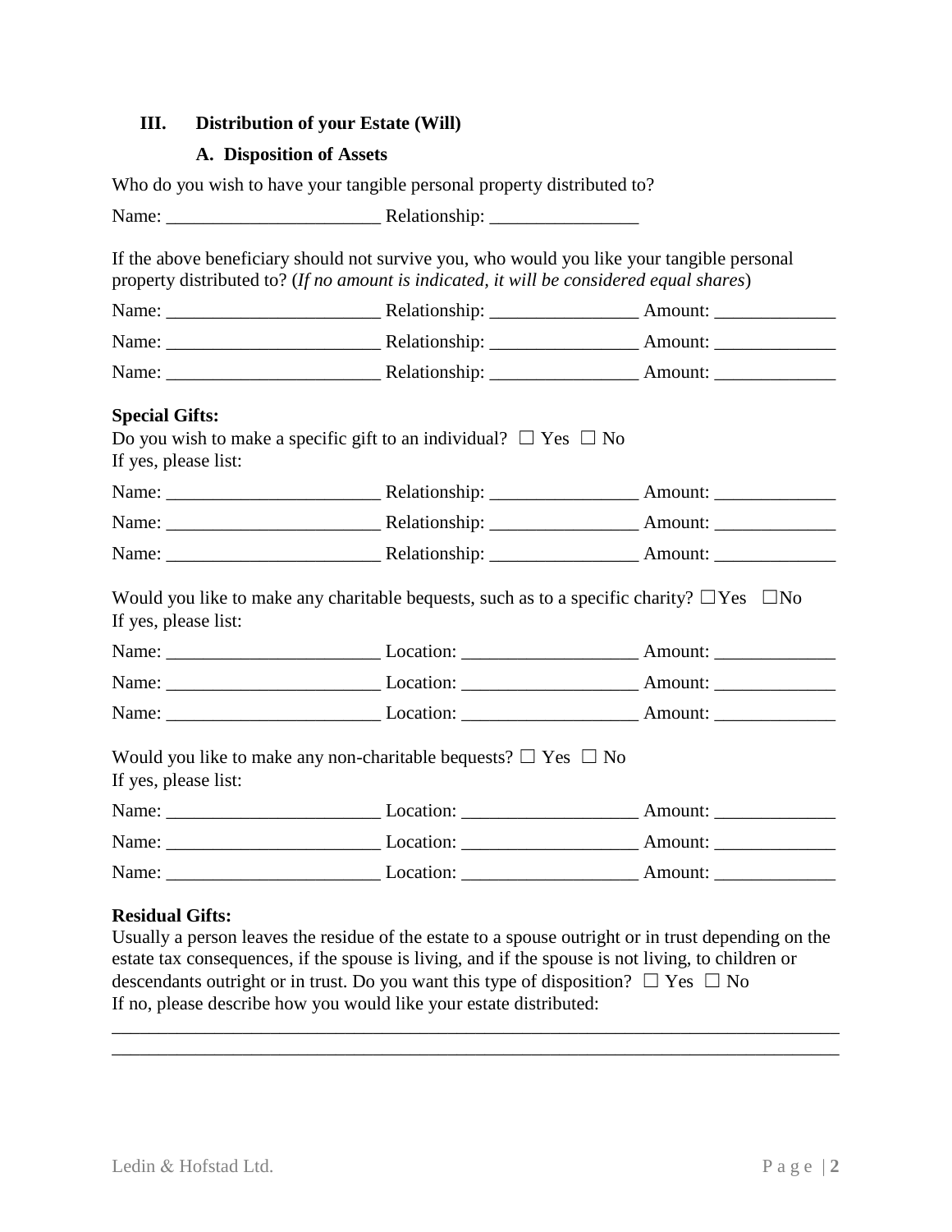### III. Distribution of your Estate (Will)

#### A. Disposition of Assets

Who do you wish to have your tangible personal property distributed to?

Name: _______________________ Relationship: ________________

If the above beneficiary should not survive you, who would you like your tangible personal property distributed to? (*If no amount is indicated, it will be considered equal shares*)

Name: _______________________ Relationship: ________________ Amount: _____________

Name: _______________________ Relationship: ________________ Amount: _____________

Name: _______________________ Relationship: ________________ Amount: _____________

**Special Gifts:**

Do you wish to make a specific gift to an individual? ☐ Yes ☐ No

If yes, please list:

Name: _______________________ Relationship: ________________ Amount: _____________

Name: _______________________ Relationship: ________________ Amount: _____________

Name: _______________________ Relationship: ________________ Amount: _____________

Would you like to make any charitable bequests, such as to a specific charity? ☐Yes ☐No

If yes, please list:

Name: _______________________ Location: ___________________ Amount: _____________

Name: _______________________ Location: ___________________ Amount: _____________

Name: _______________________ Location: ___________________ Amount: _____________

Would you like to make any non-charitable bequests? ☐ Yes ☐ No

If yes, please list:

Name: _______________________ Location: ___________________ Amount: _____________

Name: _______________________ Location: ___________________ Amount: _____________

Name: _______________________ Location: ___________________ Amount: _____________

**Residual Gifts:**

Usually a person leaves the residue of the estate to a spouse outright or in trust depending on the estate tax consequences, if the spouse is living, and if the spouse is not living, to children or descendants outright or in trust. Do you want this type of disposition? ☐ Yes ☐ No

If no, please describe how you would like your estate distributed:

_______________________________________________________________________________

_______________________________________________________________________________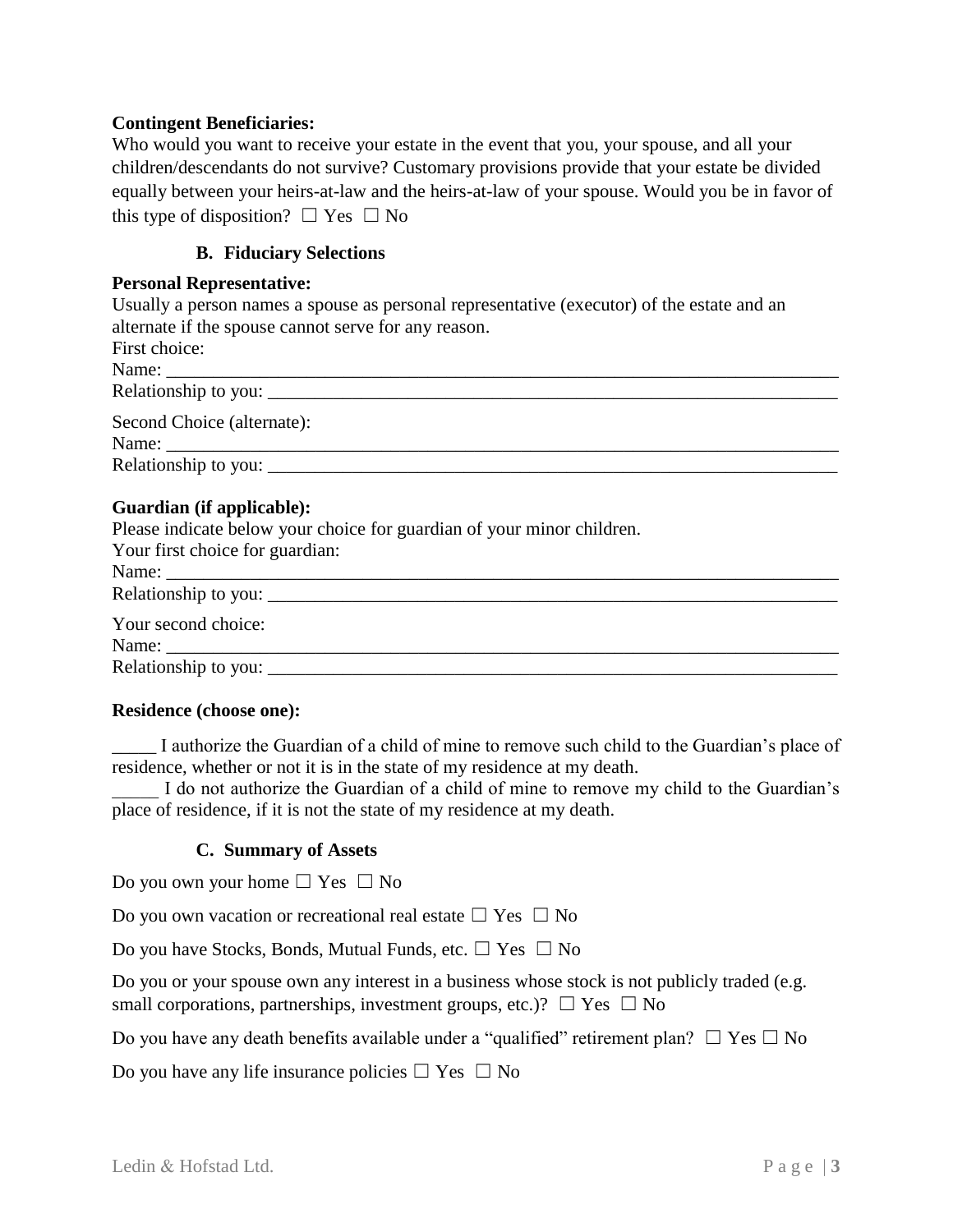**Contingent Beneficiaries:**

Who would you want to receive your estate in the event that you, your spouse, and all your children/descendants do not survive? Customary provisions provide that your estate be divided equally between your heirs-at-law and the heirs-at-law of your spouse. Would you be in favor of this type of disposition? ☐ Yes ☐ No

### B. Fiduciary Selections

**Personal Representative:**

Usually a person names a spouse as personal representative (executor) of the estate and an alternate if the spouse cannot serve for any reason.

First choice:

Name: ___________________________________________________________________________

Relationship to you: ______________________________________________________________

Second Choice (alternate):

Name: ___________________________________________________________________________

Relationship to you: ______________________________________________________________

**Guardian (if applicable):**

Please indicate below your choice for guardian of your minor children.

Your first choice for guardian:

Name: ___________________________________________________________________________

Relationship to you: ______________________________________________________________

Your second choice:

Name: ___________________________________________________________________________

Relationship to you: ______________________________________________________________

**Residence (choose one):**

_____ I authorize the Guardian of a child of mine to remove such child to the Guardian's place of residence, whether or not it is in the state of my residence at my death.

_____ I do not authorize the Guardian of a child of mine to remove my child to the Guardian's place of residence, if it is not the state of my residence at my death.

### C. Summary of Assets

Do you own your home ☐ Yes ☐ No

Do you own vacation or recreational real estate ☐ Yes ☐ No

Do you have Stocks, Bonds, Mutual Funds, etc. ☐ Yes ☐ No

Do you or your spouse own any interest in a business whose stock is not publicly traded (e.g. small corporations, partnerships, investment groups, etc.)? ☐ Yes ☐ No

Do you have any death benefits available under a "qualified" retirement plan? ☐ Yes ☐ No

Do you have any life insurance policies ☐ Yes ☐ No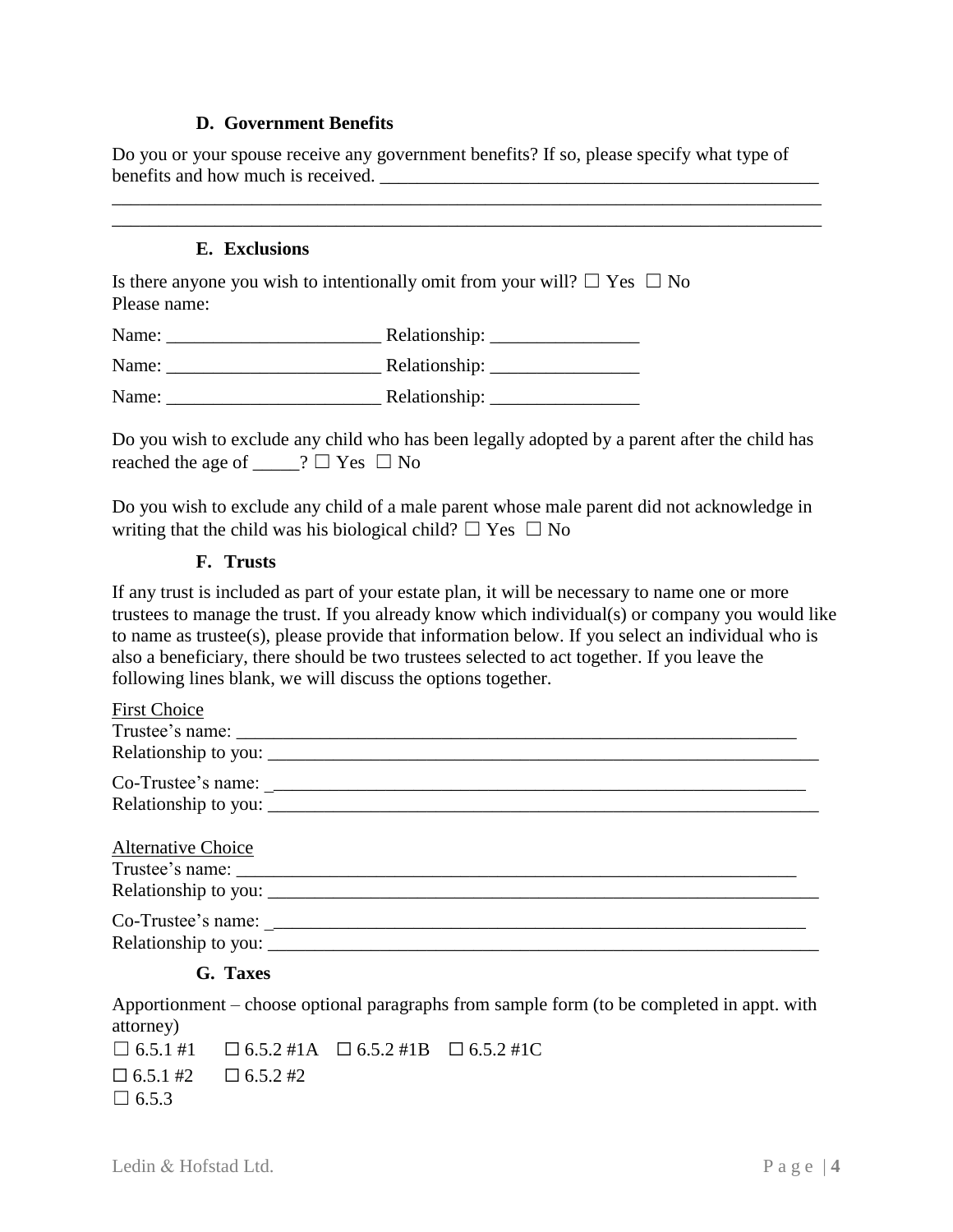### D. Government Benefits

Do you or your spouse receive any government benefits? If so, please specify what type of benefits and how much is received. _______________________________________________
_____________________________________________________________________________
_____________________________________________________________________________

### E. Exclusions

Is there anyone you wish to intentionally omit from your will? ☐ Yes ☐ No
Please name:

Name: _______________________ Relationship: ________________

Name: _______________________ Relationship: ________________

Name: _______________________ Relationship: ________________

Do you wish to exclude any child who has been legally adopted by a parent after the child has reached the age of _____? ☐ Yes ☐ No

Do you wish to exclude any child of a male parent whose male parent did not acknowledge in writing that the child was his biological child? ☐ Yes ☐ No

### F. Trusts

If any trust is included as part of your estate plan, it will be necessary to name one or more trustees to manage the trust. If you already know which individual(s) or company you would like to name as trustee(s), please provide that information below. If you select an individual who is also a beneficiary, there should be two trustees selected to act together. If you leave the following lines blank, we will discuss the options together.

First Choice
Trustee's name: ___________________________________________________________
Relationship to you: ________________________________________________________

Co-Trustee's name: ________________________________________________________
Relationship to you: ________________________________________________________

Alternative Choice
Trustee's name: ___________________________________________________________
Relationship to you: ________________________________________________________

Co-Trustee's name: ________________________________________________________
Relationship to you: ________________________________________________________

### G. Taxes

Apportionment – choose optional paragraphs from sample form (to be completed in appt. with attorney)

☐ 6.5.1 #1 ☐ 6.5.2 #1A ☐ 6.5.2 #1B ☐ 6.5.2 #1C

☐ 6.5.1 #2 ☐ 6.5.2 #2

☐ 6.5.3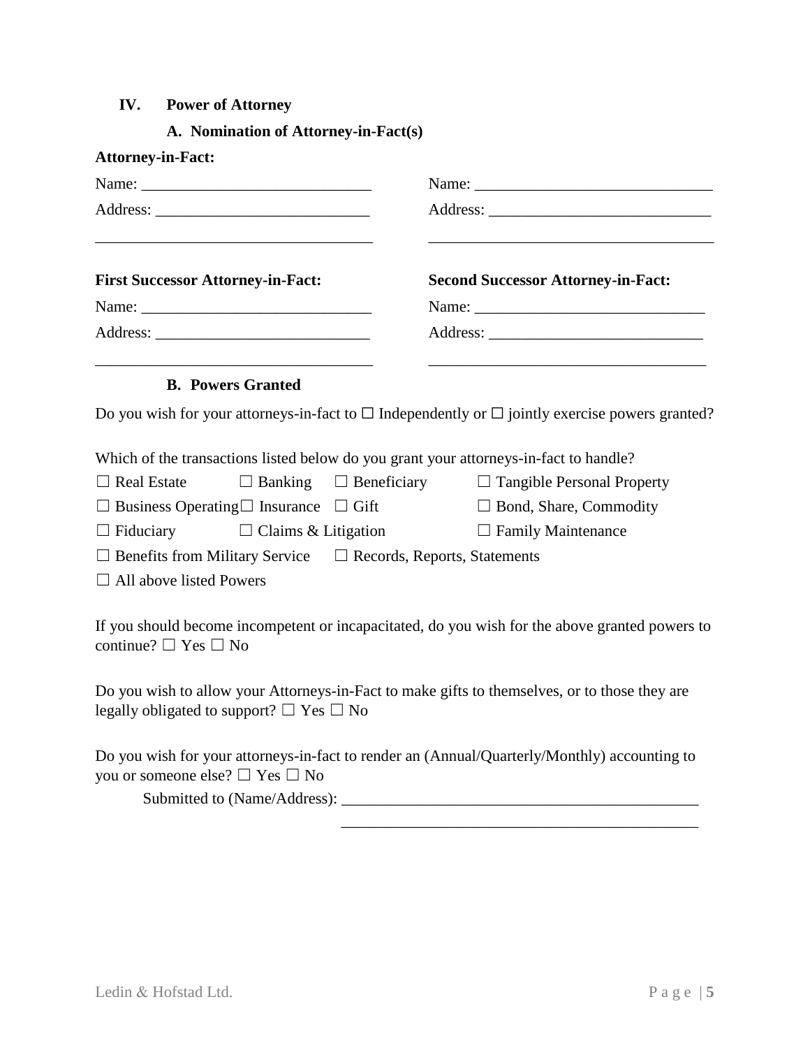## IV. Power of Attorney

### A. Nomination of Attorney-in-Fact(s)

**Attorney-in-Fact:**

Name: ______________________________

Address: ____________________________

___________________________________

Name: ______________________________

Address: ____________________________

___________________________________

**First Successor Attorney-in-Fact:**

Name: ______________________________

Address: ____________________________

___________________________________

**Second Successor Attorney-in-Fact:**

Name: ______________________________

Address: ____________________________

___________________________________

### B. Powers Granted

Do you wish for your attorneys-in-fact to ☐ Independently or ☐ jointly exercise powers granted?

Which of the transactions listed below do you grant your attorneys-in-fact to handle?

☐ Real Estate ☐ Banking ☐ Beneficiary ☐ Tangible Personal Property

☐ Business Operating ☐ Insurance ☐ Gift ☐ Bond, Share, Commodity

☐ Fiduciary ☐ Claims & Litigation ☐ Family Maintenance

☐ Benefits from Military Service ☐ Records, Reports, Statements

☐ All above listed Powers

If you should become incompetent or incapacitated, do you wish for the above granted powers to continue? ☐ Yes ☐ No

Do you wish to allow your Attorneys-in-Fact to make gifts to themselves, or to those they are legally obligated to support? ☐ Yes ☐ No

Do you wish for your attorneys-in-fact to render an (Annual/Quarterly/Monthly) accounting to you or someone else? ☐ Yes ☐ No

Submitted to (Name/Address): ______________________________________________

______________________________________________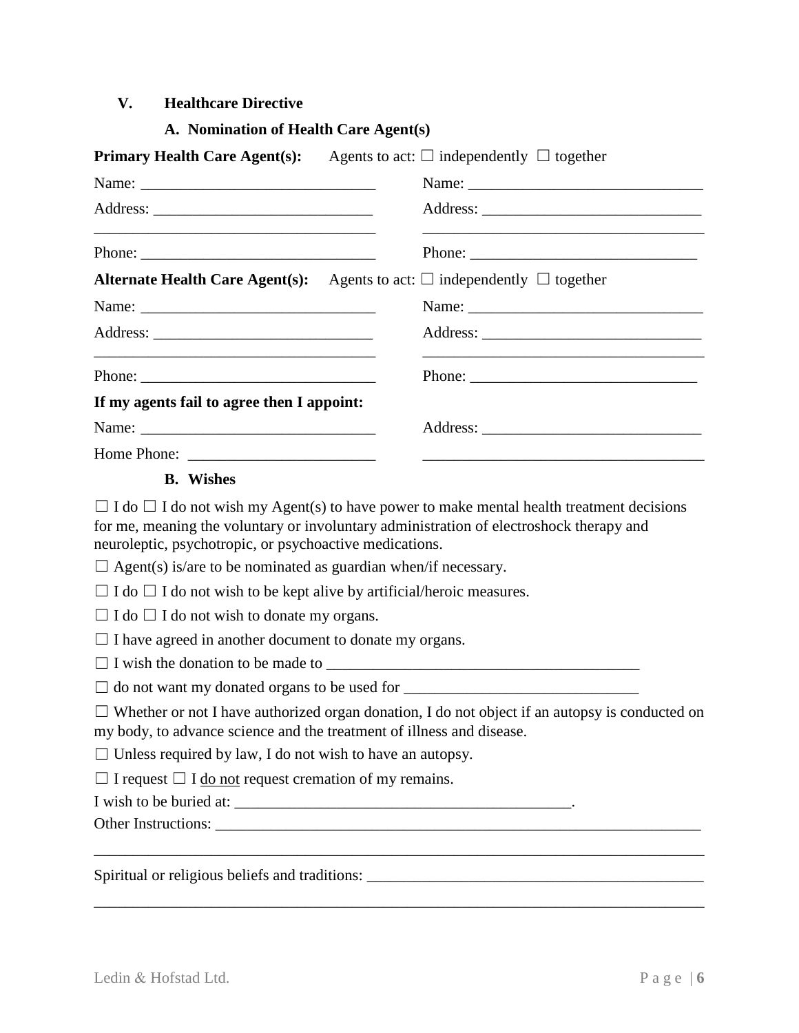## V. Healthcare Directive

### A. Nomination of Health Care Agent(s)

**Primary Health Care Agent(s):** Agents to act: ☐ independently ☐ together

| | |
|---|---|
| Name: ______________________________ | Name: ______________________________ |
| Address: ____________________________ | Address: ____________________________ |
| ____________________________________ | ____________________________________ |
| Phone: ______________________________ | Phone: _____________________________ |

**Alternate Health Care Agent(s):** Agents to act: ☐ independently ☐ together

| | |
|---|---|
| Name: ______________________________ | Name: ______________________________ |
| Address: ____________________________ | Address: ____________________________ |
| ____________________________________ | ____________________________________ |
| Phone: ______________________________ | Phone: _____________________________ |

**If my agents fail to agree then I appoint:**

| | |
|---|---|
| Name: ______________________________ | Address: ____________________________ |
| Home Phone: ________________________ | ____________________________________ |

### B. Wishes

☐ I do ☐ I do not wish my Agent(s) to have power to make mental health treatment decisions for me, meaning the voluntary or involuntary administration of electroshock therapy and neuroleptic, psychotropic, or psychoactive medications.

☐ Agent(s) is/are to be nominated as guardian when/if necessary.

☐ I do ☐ I do not wish to be kept alive by artificial/heroic measures.

☐ I do ☐ I do not wish to donate my organs.

☐ I have agreed in another document to donate my organs.

☐ I wish the donation to be made to ________________________________________

☐ do not want my donated organs to be used for ______________________________

☐ Whether or not I have authorized organ donation, I do not object if an autopsy is conducted on my body, to advance science and the treatment of illness and disease.

☐ Unless required by law, I do not wish to have an autopsy.

☐ I request ☐ I <u>do not</u> request cremation of my remains.

I wish to be buried at: ____________________________________________.

Other Instructions: _________________________________________________________________

_____________________________________________________________________________

Spiritual or religious beliefs and traditions: ____________________________________________

_____________________________________________________________________________